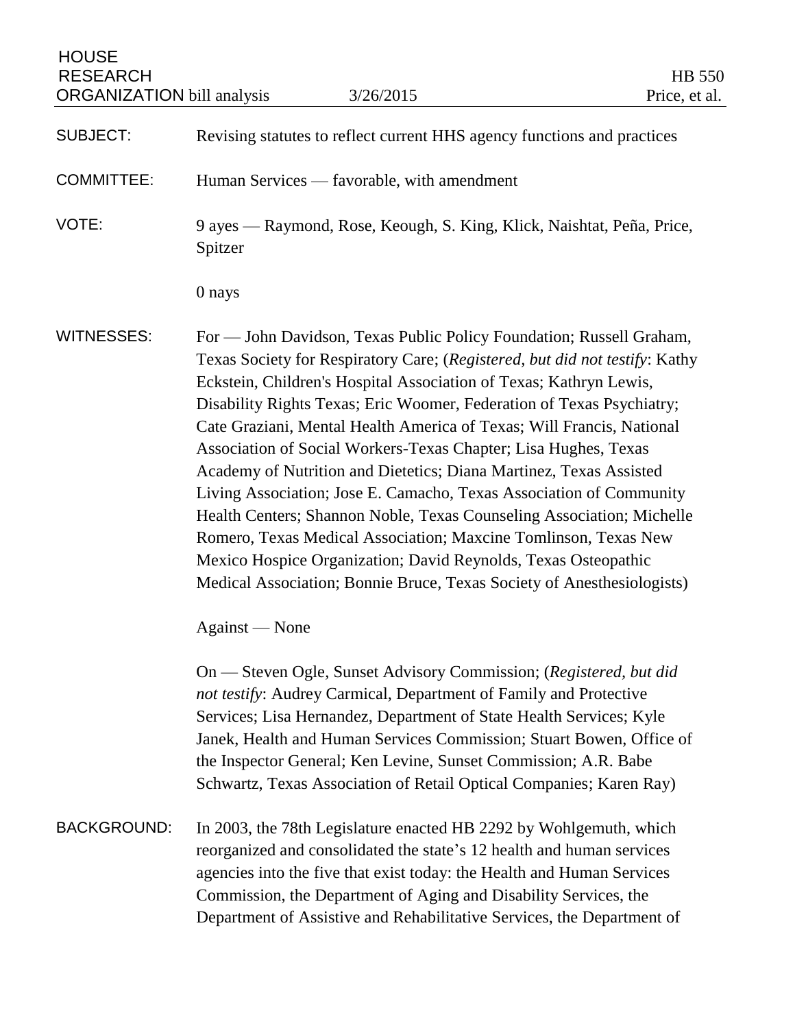HOUSE RESEARCH ORGANIZATION bill analysis | 3/26/2015 | HB 550 Price, et al.

**SUBJECT:** Revising statutes to reflect current HHS agency functions and practices

**COMMITTEE:** Human Services — favorable, with amendment

**VOTE:** 9 ayes — Raymond, Rose, Keough, S. King, Klick, Naishtat, Peña, Price, Spitzer

0 nays

**WITNESSES:** For — John Davidson, Texas Public Policy Foundation; Russell Graham, Texas Society for Respiratory Care; (*Registered, but did not testify*: Kathy Eckstein, Children's Hospital Association of Texas; Kathryn Lewis, Disability Rights Texas; Eric Woomer, Federation of Texas Psychiatry; Cate Graziani, Mental Health America of Texas; Will Francis, National Association of Social Workers-Texas Chapter; Lisa Hughes, Texas Academy of Nutrition and Dietetics; Diana Martinez, Texas Assisted Living Association; Jose E. Camacho, Texas Association of Community Health Centers; Shannon Noble, Texas Counseling Association; Michelle Romero, Texas Medical Association; Maxcine Tomlinson, Texas New Mexico Hospice Organization; David Reynolds, Texas Osteopathic Medical Association; Bonnie Bruce, Texas Society of Anesthesiologists)

Against — None

On — Steven Ogle, Sunset Advisory Commission; (*Registered, but did not testify*: Audrey Carmical, Department of Family and Protective Services; Lisa Hernandez, Department of State Health Services; Kyle Janek, Health and Human Services Commission; Stuart Bowen, Office of the Inspector General; Ken Levine, Sunset Commission; A.R. Babe Schwartz, Texas Association of Retail Optical Companies; Karen Ray)

**BACKGROUND:** In 2003, the 78th Legislature enacted HB 2292 by Wohlgemuth, which reorganized and consolidated the state's 12 health and human services agencies into the five that exist today: the Health and Human Services Commission, the Department of Aging and Disability Services, the Department of Assistive and Rehabilitative Services, the Department of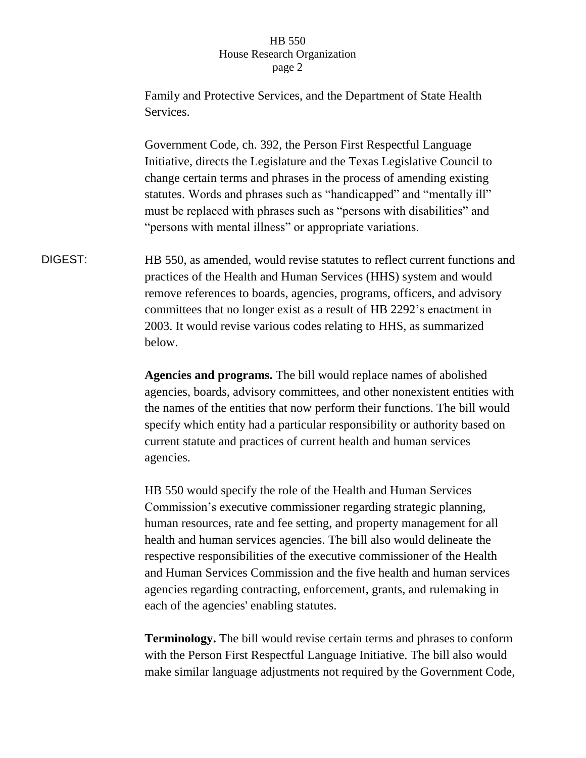Family and Protective Services, and the Department of State Health Services.

Government Code, ch. 392, the Person First Respectful Language Initiative, directs the Legislature and the Texas Legislative Council to change certain terms and phrases in the process of amending existing statutes. Words and phrases such as "handicapped" and "mentally ill" must be replaced with phrases such as "persons with disabilities" and "persons with mental illness" or appropriate variations.

DIGEST: HB 550, as amended, would revise statutes to reflect current functions and practices of the Health and Human Services (HHS) system and would remove references to boards, agencies, programs, officers, and advisory committees that no longer exist as a result of HB 2292's enactment in 2003. It would revise various codes relating to HHS, as summarized below.

**Agencies and programs.** The bill would replace names of abolished agencies, boards, advisory committees, and other nonexistent entities with the names of the entities that now perform their functions. The bill would specify which entity had a particular responsibility or authority based on current statute and practices of current health and human services agencies.

HB 550 would specify the role of the Health and Human Services Commission's executive commissioner regarding strategic planning, human resources, rate and fee setting, and property management for all health and human services agencies. The bill also would delineate the respective responsibilities of the executive commissioner of the Health and Human Services Commission and the five health and human services agencies regarding contracting, enforcement, grants, and rulemaking in each of the agencies' enabling statutes.

**Terminology.** The bill would revise certain terms and phrases to conform with the Person First Respectful Language Initiative. The bill also would make similar language adjustments not required by the Government Code,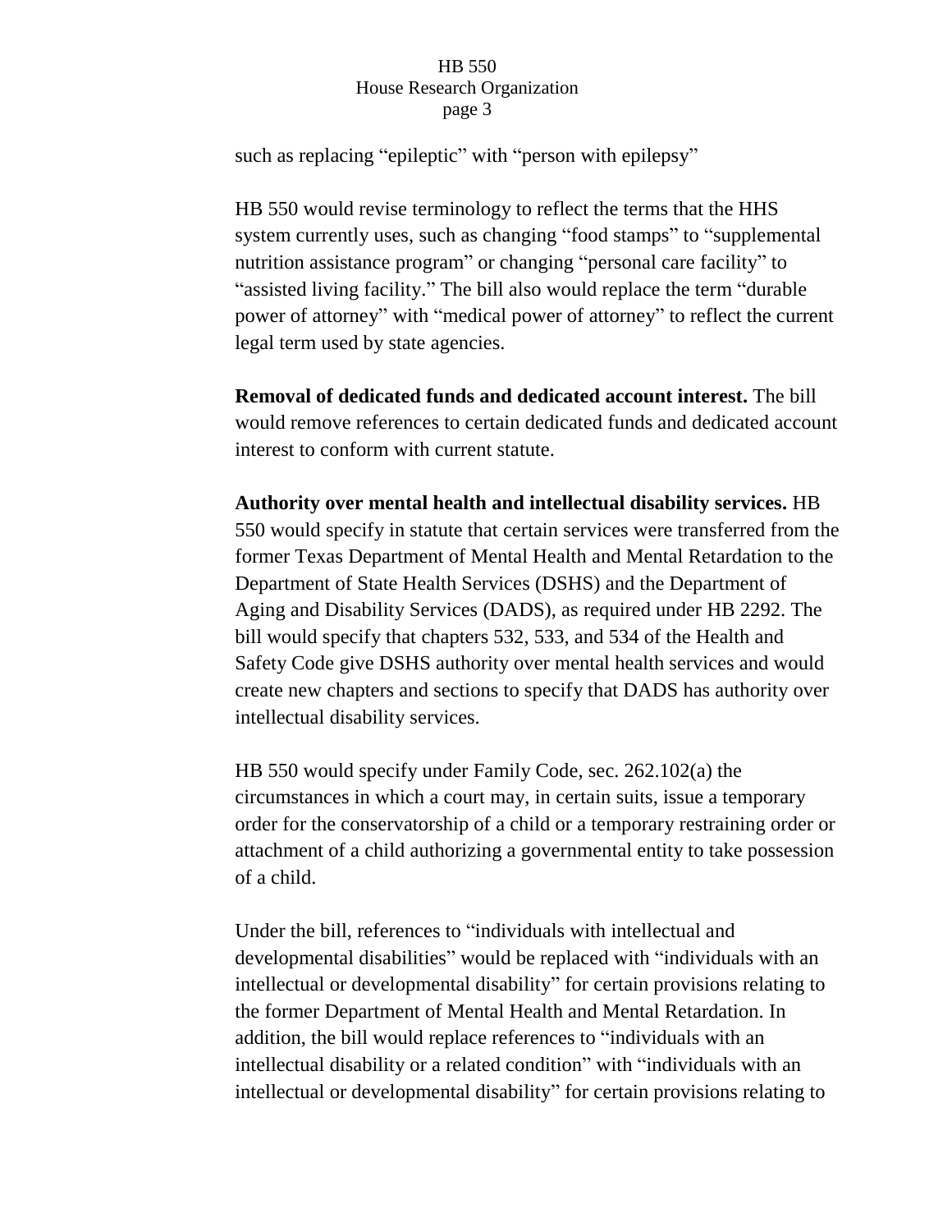such as replacing “epileptic” with “person with epilepsy”

HB 550 would revise terminology to reflect the terms that the HHS system currently uses, such as changing “food stamps” to “supplemental nutrition assistance program” or changing “personal care facility” to “assisted living facility.” The bill also would replace the term “durable power of attorney” with “medical power of attorney” to reflect the current legal term used by state agencies.

**Removal of dedicated funds and dedicated account interest.** The bill would remove references to certain dedicated funds and dedicated account interest to conform with current statute.

**Authority over mental health and intellectual disability services.** HB 550 would specify in statute that certain services were transferred from the former Texas Department of Mental Health and Mental Retardation to the Department of State Health Services (DSHS) and the Department of Aging and Disability Services (DADS), as required under HB 2292. The bill would specify that chapters 532, 533, and 534 of the Health and Safety Code give DSHS authority over mental health services and would create new chapters and sections to specify that DADS has authority over intellectual disability services.

HB 550 would specify under Family Code, sec. 262.102(a) the circumstances in which a court may, in certain suits, issue a temporary order for the conservatorship of a child or a temporary restraining order or attachment of a child authorizing a governmental entity to take possession of a child.

Under the bill, references to “individuals with intellectual and developmental disabilities” would be replaced with “individuals with an intellectual or developmental disability” for certain provisions relating to the former Department of Mental Health and Mental Retardation. In addition, the bill would replace references to “individuals with an intellectual disability or a related condition” with “individuals with an intellectual or developmental disability” for certain provisions relating to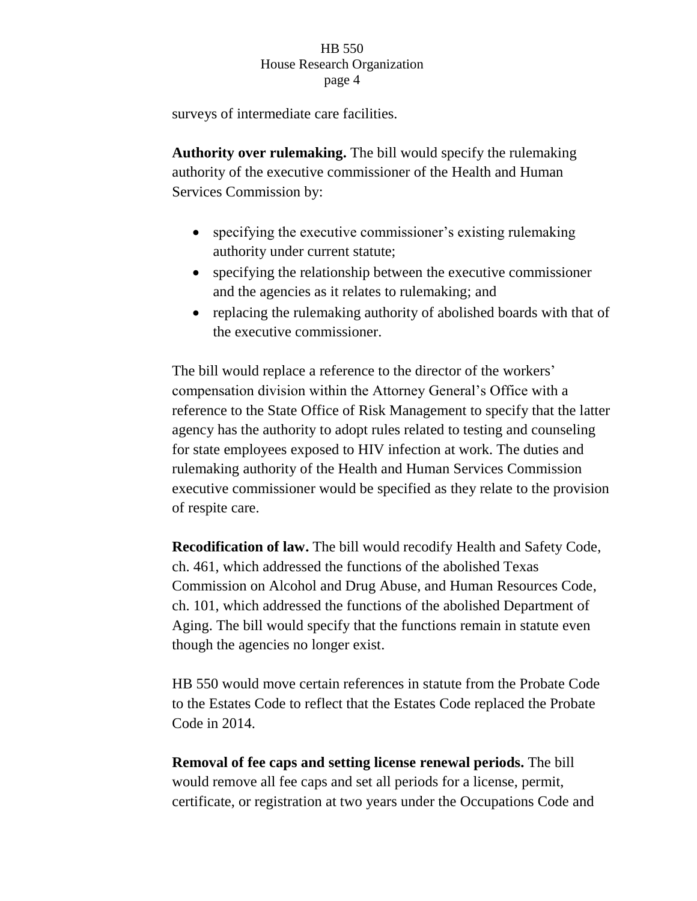surveys of intermediate care facilities.

**Authority over rulemaking.** The bill would specify the rulemaking authority of the executive commissioner of the Health and Human Services Commission by:

- specifying the executive commissioner's existing rulemaking authority under current statute;
- specifying the relationship between the executive commissioner and the agencies as it relates to rulemaking; and
- replacing the rulemaking authority of abolished boards with that of the executive commissioner.

The bill would replace a reference to the director of the workers' compensation division within the Attorney General's Office with a reference to the State Office of Risk Management to specify that the latter agency has the authority to adopt rules related to testing and counseling for state employees exposed to HIV infection at work. The duties and rulemaking authority of the Health and Human Services Commission executive commissioner would be specified as they relate to the provision of respite care.

**Recodification of law.** The bill would recodify Health and Safety Code, ch. 461, which addressed the functions of the abolished Texas Commission on Alcohol and Drug Abuse, and Human Resources Code, ch. 101, which addressed the functions of the abolished Department of Aging. The bill would specify that the functions remain in statute even though the agencies no longer exist.

HB 550 would move certain references in statute from the Probate Code to the Estates Code to reflect that the Estates Code replaced the Probate Code in 2014.

**Removal of fee caps and setting license renewal periods.** The bill would remove all fee caps and set all periods for a license, permit, certificate, or registration at two years under the Occupations Code and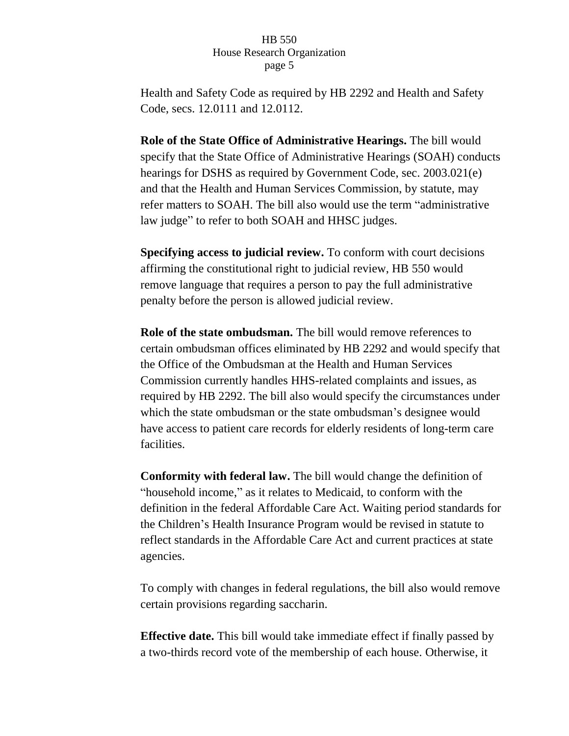Health and Safety Code as required by HB 2292 and Health and Safety Code, secs. 12.0111 and 12.0112.

**Role of the State Office of Administrative Hearings.** The bill would specify that the State Office of Administrative Hearings (SOAH) conducts hearings for DSHS as required by Government Code, sec. 2003.021(e) and that the Health and Human Services Commission, by statute, may refer matters to SOAH. The bill also would use the term "administrative law judge" to refer to both SOAH and HHSC judges.

**Specifying access to judicial review.** To conform with court decisions affirming the constitutional right to judicial review, HB 550 would remove language that requires a person to pay the full administrative penalty before the person is allowed judicial review.

**Role of the state ombudsman.** The bill would remove references to certain ombudsman offices eliminated by HB 2292 and would specify that the Office of the Ombudsman at the Health and Human Services Commission currently handles HHS-related complaints and issues, as required by HB 2292. The bill also would specify the circumstances under which the state ombudsman or the state ombudsman's designee would have access to patient care records for elderly residents of long-term care facilities.

**Conformity with federal law.** The bill would change the definition of "household income," as it relates to Medicaid, to conform with the definition in the federal Affordable Care Act. Waiting period standards for the Children's Health Insurance Program would be revised in statute to reflect standards in the Affordable Care Act and current practices at state agencies.

To comply with changes in federal regulations, the bill also would remove certain provisions regarding saccharin.

**Effective date.** This bill would take immediate effect if finally passed by a two-thirds record vote of the membership of each house. Otherwise, it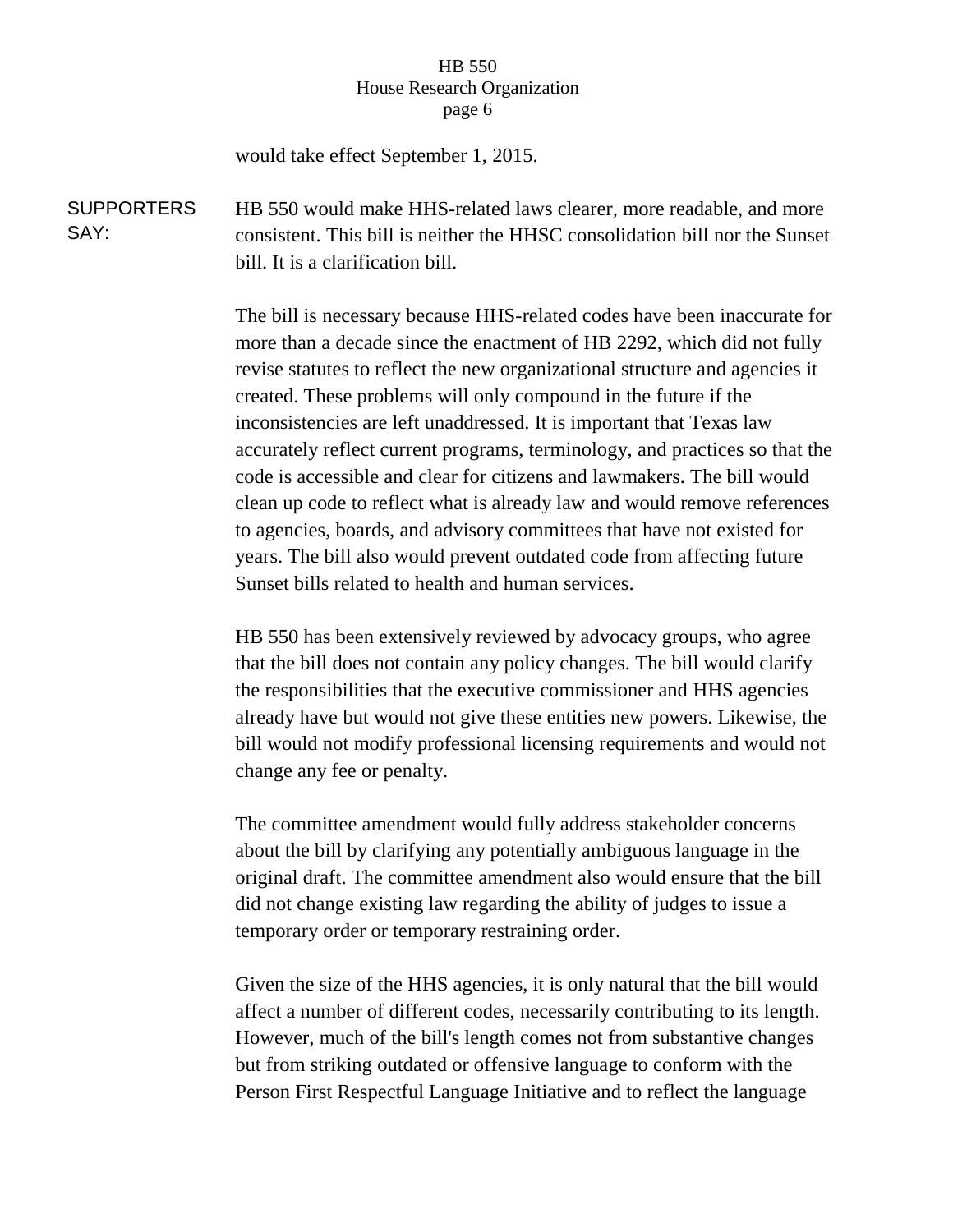would take effect September 1, 2015.

**SUPPORTERS SAY:**

HB 550 would make HHS-related laws clearer, more readable, and more consistent. This bill is neither the HHSC consolidation bill nor the Sunset bill. It is a clarification bill.

The bill is necessary because HHS-related codes have been inaccurate for more than a decade since the enactment of HB 2292, which did not fully revise statutes to reflect the new organizational structure and agencies it created. These problems will only compound in the future if the inconsistencies are left unaddressed. It is important that Texas law accurately reflect current programs, terminology, and practices so that the code is accessible and clear for citizens and lawmakers. The bill would clean up code to reflect what is already law and would remove references to agencies, boards, and advisory committees that have not existed for years. The bill also would prevent outdated code from affecting future Sunset bills related to health and human services.

HB 550 has been extensively reviewed by advocacy groups, who agree that the bill does not contain any policy changes. The bill would clarify the responsibilities that the executive commissioner and HHS agencies already have but would not give these entities new powers. Likewise, the bill would not modify professional licensing requirements and would not change any fee or penalty.

The committee amendment would fully address stakeholder concerns about the bill by clarifying any potentially ambiguous language in the original draft. The committee amendment also would ensure that the bill did not change existing law regarding the ability of judges to issue a temporary order or temporary restraining order.

Given the size of the HHS agencies, it is only natural that the bill would affect a number of different codes, necessarily contributing to its length. However, much of the bill's length comes not from substantive changes but from striking outdated or offensive language to conform with the Person First Respectful Language Initiative and to reflect the language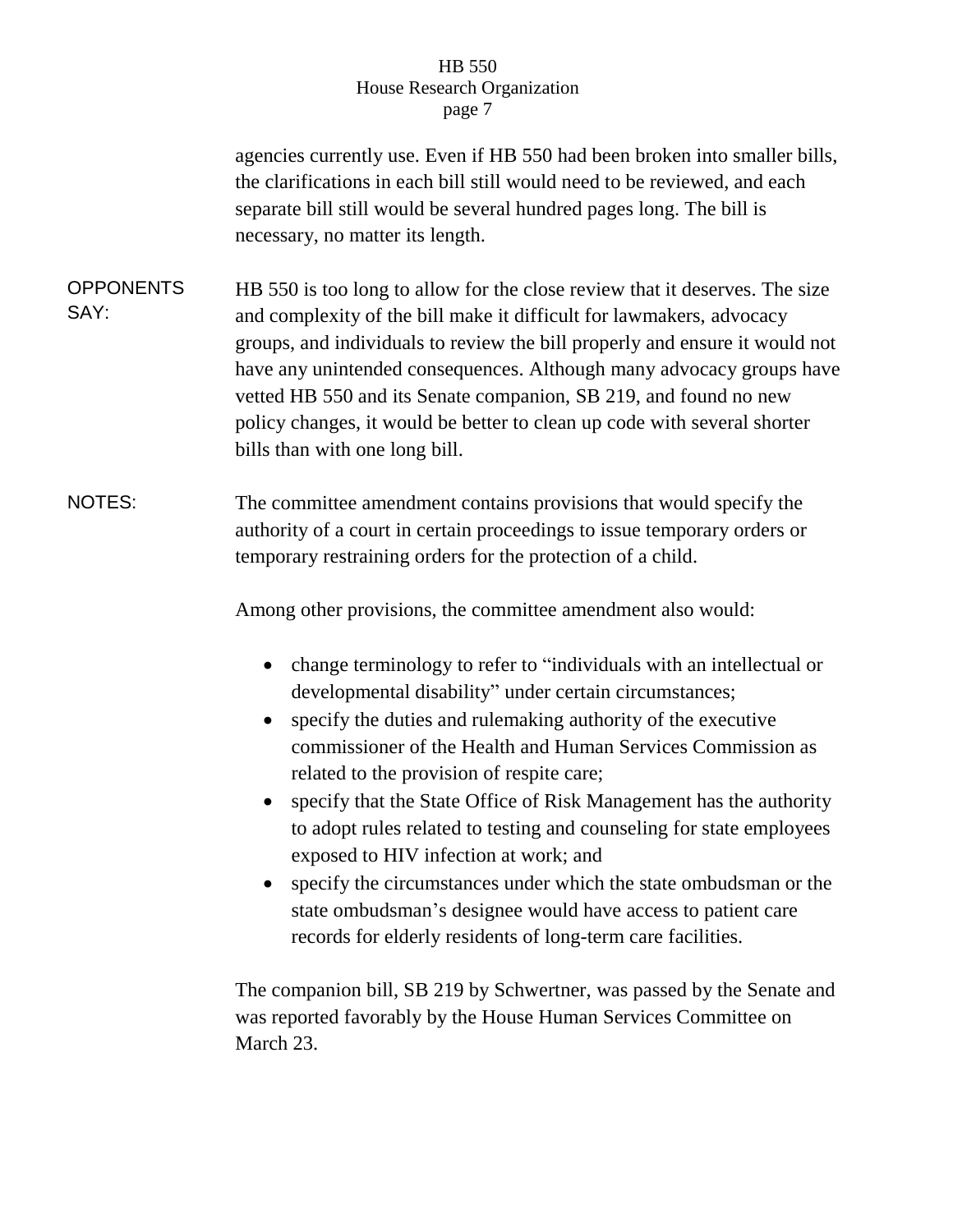agencies currently use. Even if HB 550 had been broken into smaller bills, the clarifications in each bill still would need to be reviewed, and each separate bill still would be several hundred pages long. The bill is necessary, no matter its length.

**OPPONENTS SAY:** HB 550 is too long to allow for the close review that it deserves. The size and complexity of the bill make it difficult for lawmakers, advocacy groups, and individuals to review the bill properly and ensure it would not have any unintended consequences. Although many advocacy groups have vetted HB 550 and its Senate companion, SB 219, and found no new policy changes, it would be better to clean up code with several shorter bills than with one long bill.

**NOTES:** The committee amendment contains provisions that would specify the authority of a court in certain proceedings to issue temporary orders or temporary restraining orders for the protection of a child.

Among other provisions, the committee amendment also would:

- change terminology to refer to "individuals with an intellectual or developmental disability" under certain circumstances;
- specify the duties and rulemaking authority of the executive commissioner of the Health and Human Services Commission as related to the provision of respite care;
- specify that the State Office of Risk Management has the authority to adopt rules related to testing and counseling for state employees exposed to HIV infection at work; and
- specify the circumstances under which the state ombudsman or the state ombudsman's designee would have access to patient care records for elderly residents of long-term care facilities.

The companion bill, SB 219 by Schwertner, was passed by the Senate and was reported favorably by the House Human Services Committee on March 23.